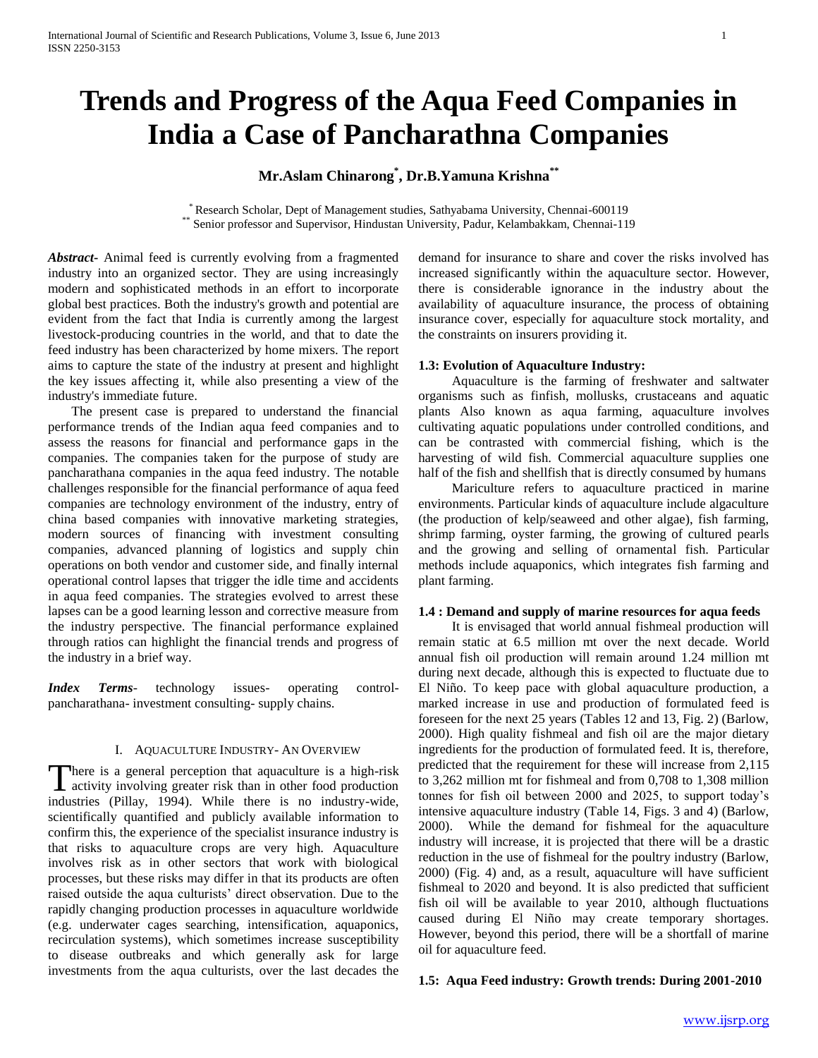# Trends and Progress of the Aqua Feed Companies in India a Case of Pancharathna Companies

**Mr.Aslam Chinarong[*], Dr.B.Yamuna Krishna[**]**

[*] Research Scholar, Dept of Management studies, Sathyabama University, Chennai-600119
[**] Senior professor and Supervisor, Hindustan University, Padur, Kelambakkam, Chennai-119

***Abstract-*** Animal feed is currently evolving from a fragmented industry into an organized sector. They are using increasingly modern and sophisticated methods in an effort to incorporate global best practices. Both the industry's growth and potential are evident from the fact that India is currently among the largest livestock-producing countries in the world, and that to date the feed industry has been characterized by home mixers. The report aims to capture the state of the industry at present and highlight the key issues affecting it, while also presenting a view of the industry's immediate future.

The present case is prepared to understand the financial performance trends of the Indian aqua feed companies and to assess the reasons for financial and performance gaps in the companies. The companies taken for the purpose of study are pancharathana companies in the aqua feed industry. The notable challenges responsible for the financial performance of aqua feed companies are technology environment of the industry, entry of china based companies with innovative marketing strategies, modern sources of financing with investment consulting companies, advanced planning of logistics and supply chin operations on both vendor and customer side, and finally internal operational control lapses that trigger the idle time and accidents in aqua feed companies. The strategies evolved to arrest these lapses can be a good learning lesson and corrective measure from the industry perspective. The financial performance explained through ratios can highlight the financial trends and progress of the industry in a brief way.

***Index Terms***- technology issues- operating control- pancharathana- investment consulting- supply chains.

## I. Aquaculture Industry- An Overview

There is a general perception that aquaculture is a high-risk activity involving greater risk than in other food production industries (Pillay, 1994). While there is no industry-wide, scientifically quantified and publicly available information to confirm this, the experience of the specialist insurance industry is that risks to aquaculture crops are very high. Aquaculture involves risk as in other sectors that work with biological processes, but these risks may differ in that its products are often raised outside the aqua culturists' direct observation. Due to the rapidly changing production processes in aquaculture worldwide (e.g. underwater cages searching, intensification, aquaponics, recirculation systems), which sometimes increase susceptibility to disease outbreaks and which generally ask for large investments from the aqua culturists, over the last decades the demand for insurance to share and cover the risks involved has increased significantly within the aquaculture sector. However, there is considerable ignorance in the industry about the availability of aquaculture insurance, the process of obtaining insurance cover, especially for aquaculture stock mortality, and the constraints on insurers providing it.

### 1.3: Evolution of Aquaculture Industry:

Aquaculture is the farming of freshwater and saltwater organisms such as finfish, mollusks, crustaceans and aquatic plants Also known as aqua farming, aquaculture involves cultivating aquatic populations under controlled conditions, and can be contrasted with commercial fishing, which is the harvesting of wild fish. Commercial aquaculture supplies one half of the fish and shellfish that is directly consumed by humans

Mariculture refers to aquaculture practiced in marine environments. Particular kinds of aquaculture include algaculture (the production of kelp/seaweed and other algae), fish farming, shrimp farming, oyster farming, the growing of cultured pearls and the growing and selling of ornamental fish. Particular methods include aquaponics, which integrates fish farming and plant farming.

### 1.4 : Demand and supply of marine resources for aqua feeds

It is envisaged that world annual fishmeal production will remain static at 6.5 million mt over the next decade. World annual fish oil production will remain around 1.24 million mt during next decade, although this is expected to fluctuate due to El Niño. To keep pace with global aquaculture production, a marked increase in use and production of formulated feed is foreseen for the next 25 years (Tables 12 and 13, Fig. 2) (Barlow, 2000). High quality fishmeal and fish oil are the major dietary ingredients for the production of formulated feed. It is, therefore, predicted that the requirement for these will increase from 2,115 to 3,262 million mt for fishmeal and from 0,708 to 1,308 million tonnes for fish oil between 2000 and 2025, to support today's intensive aquaculture industry (Table 14, Figs. 3 and 4) (Barlow, 2000). While the demand for fishmeal for the aquaculture industry will increase, it is projected that there will be a drastic reduction in the use of fishmeal for the poultry industry (Barlow, 2000) (Fig. 4) and, as a result, aquaculture will have sufficient fishmeal to 2020 and beyond. It is also predicted that sufficient fish oil will be available to year 2010, although fluctuations caused during El Niño may create temporary shortages. However, beyond this period, there will be a shortfall of marine oil for aquaculture feed.

### 1.5: Aqua Feed industry: Growth trends: During 2001-2010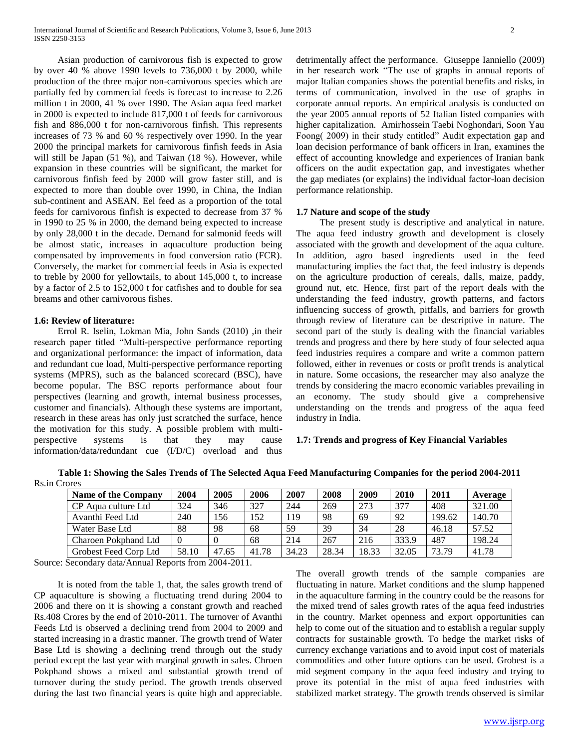Asian production of carnivorous fish is expected to grow by over 40 % above 1990 levels to 736,000 t by 2000, while production of the three major non-carnivorous species which are partially fed by commercial feeds is forecast to increase to 2.26 million t in 2000, 41 % over 1990. The Asian aqua feed market in 2000 is expected to include 817,000 t of feeds for carnivorous fish and 886,000 t for non-carnivorous finfish. This represents increases of 73 % and 60 % respectively over 1990. In the year 2000 the principal markets for carnivorous finfish feeds in Asia will still be Japan (51 %), and Taiwan (18 %). However, while expansion in these countries will be significant, the market for carnivorous finfish feed by 2000 will grow faster still, and is expected to more than double over 1990, in China, the Indian sub-continent and ASEAN. Eel feed as a proportion of the total feeds for carnivorous finfish is expected to decrease from 37 % in 1990 to 25 % in 2000, the demand being expected to increase by only 28,000 t in the decade. Demand for salmonid feeds will be almost static, increases in aquaculture production being compensated by improvements in food conversion ratio (FCR). Conversely, the market for commercial feeds in Asia is expected to treble by 2000 for yellowtails, to about 145,000 t, to increase by a factor of 2.5 to 152,000 t for catfishes and to double for sea breams and other carnivorous fishes.

### 1.6: Review of literature:

Errol R. Iselin, Lokman Mia, John Sands (2010) ,in their research paper titled "Multi-perspective performance reporting and organizational performance: the impact of information, data and redundant cue load, Multi-perspective performance reporting systems (MPRS), such as the balanced scorecard (BSC), have become popular. The BSC reports performance about four perspectives (learning and growth, internal business processes, customer and financials). Although these systems are important, research in these areas has only just scratched the surface, hence the motivation for this study. A possible problem with multi-perspective systems is that they may cause information/data/redundant cue (I/D/C) overload and thus detrimentally affect the performance. Giuseppe Ianniello (2009) in her research work "The use of graphs in annual reports of major Italian companies shows the potential benefits and risks, in terms of communication, involved in the use of graphs in corporate annual reports. An empirical analysis is conducted on the year 2005 annual reports of 52 Italian listed companies with higher capitalization. Amirhossein Taebi Noghondari, Soon Yau Foong( 2009) in their study entitled" Audit expectation gap and loan decision performance of bank officers in Iran, examines the effect of accounting knowledge and experiences of Iranian bank officers on the audit expectation gap, and investigates whether the gap mediates (or explains) the individual factor-loan decision performance relationship.

### 1.7 Nature and scope of the study

The present study is descriptive and analytical in nature. The aqua feed industry growth and development is closely associated with the growth and development of the aqua culture. In addition, agro based ingredients used in the feed manufacturing implies the fact that, the feed industry is depends on the agriculture production of cereals, dalls, maize, paddy, ground nut, etc. Hence, first part of the report deals with the understanding the feed industry, growth patterns, and factors influencing success of growth, pitfalls, and barriers for growth through review of literature can be descriptive in nature. The second part of the study is dealing with the financial variables trends and progress and there by here study of four selected aqua feed industries requires a compare and write a common pattern followed, either in revenues or costs or profit trends is analytical in nature. Some occasions, the researcher may also analyze the trends by considering the macro economic variables prevailing in an economy. The study should give a comprehensive understanding on the trends and progress of the aqua feed industry in India.

### 1.7: Trends and progress of Key Financial Variables

**Table 1: Showing the Sales Trends of The Selected Aqua Feed Manufacturing Companies for the period 2004-2011**

Rs.in Crores

| Name of the Company | 2004 | 2005 | 2006 | 2007 | 2008 | 2009 | 2010 | 2011 | Average |
|---|---|---|---|---|---|---|---|---|---|
| CP Aqua culture Ltd | 324 | 346 | 327 | 244 | 269 | 273 | 377 | 408 | 321.00 |
| Avanthi Feed Ltd | 240 | 156 | 152 | 119 | 98 | 69 | 92 | 199.62 | 140.70 |
| Water Base Ltd | 88 | 98 | 68 | 59 | 39 | 34 | 28 | 46.18 | 57.52 |
| Charoen Pokphand Ltd | 0 | 0 | 68 | 214 | 267 | 216 | 333.9 | 487 | 198.24 |
| Grobest Feed Corp Ltd | 58.10 | 47.65 | 41.78 | 34.23 | 28.34 | 18.33 | 32.05 | 73.79 | 41.78 |

Source: Secondary data/Annual Reports from 2004-2011.

It is noted from the table 1, that, the sales growth trend of CP aquaculture is showing a fluctuating trend during 2004 to 2006 and there on it is showing a constant growth and reached Rs.408 Crores by the end of 2010-2011. The turnover of Avanthi Feeds Ltd is observed a declining trend from 2004 to 2009 and started increasing in a drastic manner. The growth trend of Water Base Ltd is showing a declining trend through out the study period except the last year with marginal growth in sales. Chroen Pokphand shows a mixed and substantial growth trend of turnover during the study period. The growth trends observed during the last two financial years is quite high and appreciable. The overall growth trends of the sample companies are fluctuating in nature. Market conditions and the slump happened in the aquaculture farming in the country could be the reasons for the mixed trend of sales growth rates of the aqua feed industries in the country. Market openness and export opportunities can help to come out of the situation and to establish a regular supply contracts for sustainable growth. To hedge the market risks of currency exchange variations and to avoid input cost of materials commodities and other future options can be used. Grobest is a mid segment company in the aqua feed industry and trying to prove its potential in the mist of aqua feed industries with stabilized market strategy. The growth trends observed is similar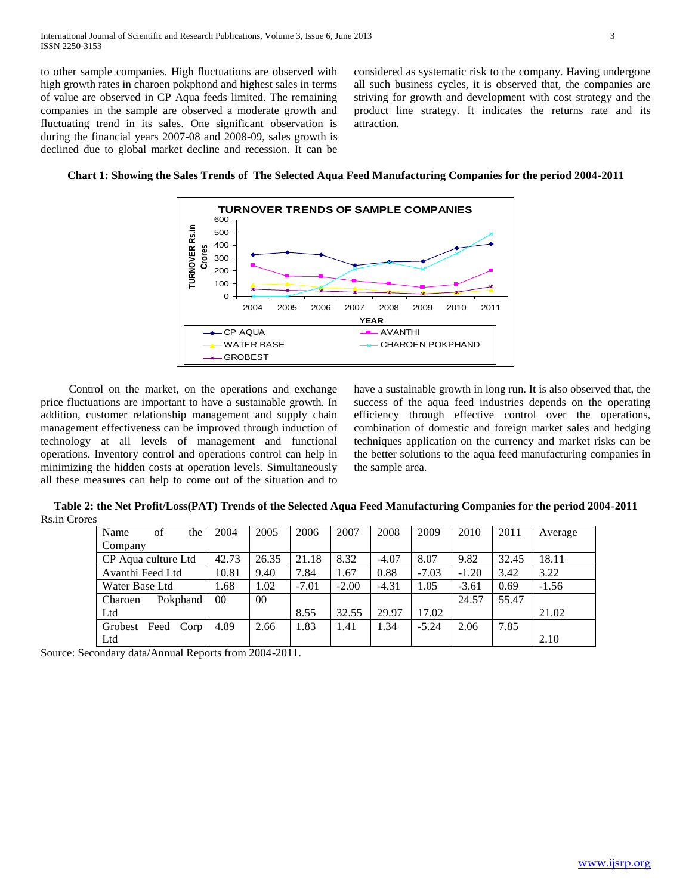to other sample companies. High fluctuations are observed with high growth rates in charoen pokphond and highest sales in terms of value are observed in CP Aqua feeds limited. The remaining companies in the sample are observed a moderate growth and fluctuating trend in its sales. One significant observation is during the financial years 2007-08 and 2008-09, sales growth is declined due to global market decline and recession. It can be considered as systematic risk to the company. Having undergone all such business cycles, it is observed that, the companies are striving for growth and development with cost strategy and the product line strategy. It indicates the returns rate and its attraction.

**Chart 1: Showing the Sales Trends of The Selected Aqua Feed Manufacturing Companies for the period 2004-2011**

TURNOVER TRENDS OF SAMPLE COMPANIES

Control on the market, on the operations and exchange price fluctuations are important to have a sustainable growth. In addition, customer relationship management and supply chain management effectiveness can be improved through induction of technology at all levels of management and functional operations. Inventory control and operations control can help in minimizing the hidden costs at operation levels. Simultaneously all these measures can help to come out of the situation and to have a sustainable growth in long run. It is also observed that, the success of the aqua feed industries depends on the operating efficiency through effective control over the operations, combination of domestic and foreign market sales and hedging techniques application on the currency and market risks can be the better solutions to the aqua feed manufacturing companies in the sample area.

**Table 2: the Net Profit/Loss(PAT) Trends of the Selected Aqua Feed Manufacturing Companies for the period 2004-2011**

Rs.in Crores

| Name of the Company | 2004 | 2005 | 2006 | 2007 | 2008 | 2009 | 2010 | 2011 | Average |
|---|---|---|---|---|---|---|---|---|---|
| CP Aqua culture Ltd | 42.73 | 26.35 | 21.18 | 8.32 | -4.07 | 8.07 | 9.82 | 32.45 | 18.11 |
| Avanthi Feed Ltd | 10.81 | 9.40 | 7.84 | 1.67 | 0.88 | -7.03 | -1.20 | 3.42 | 3.22 |
| Water Base Ltd | 1.68 | 1.02 | -7.01 | -2.00 | -4.31 | 1.05 | -3.61 | 0.69 | -1.56 |
| Charoen Pokphand Ltd | 00 | 00 | 8.55 | 32.55 | 29.97 | 17.02 | 24.57 | 55.47 | 21.02 |
| Grobest Feed Corp Ltd | 4.89 | 2.66 | 1.83 | 1.41 | 1.34 | -5.24 | 2.06 | 7.85 | 2.10 |

Source: Secondary data/Annual Reports from 2004-2011.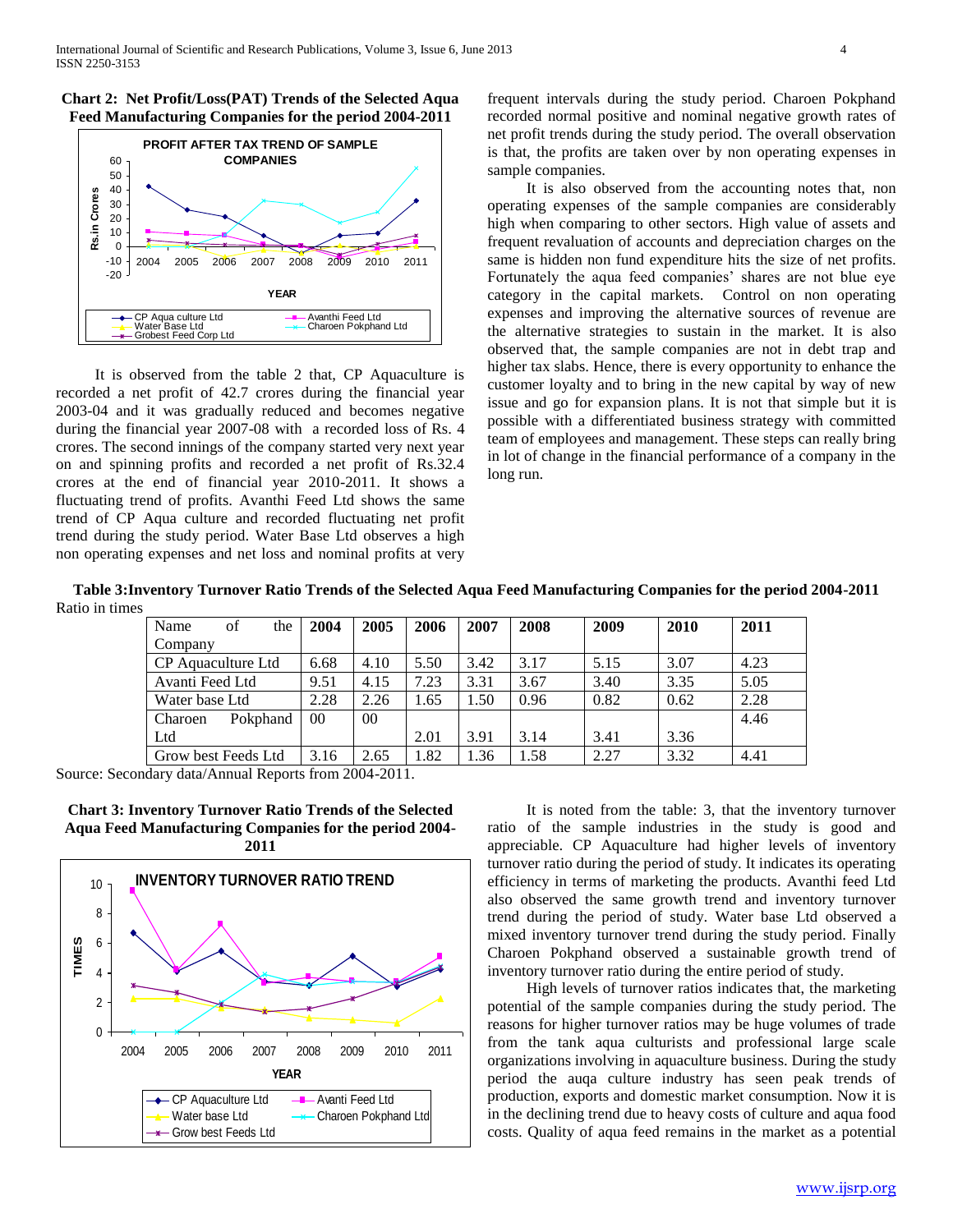**Chart 2: Net Profit/Loss(PAT) Trends of the Selected Aqua Feed Manufacturing Companies for the period 2004-2011**

It is observed from the table 2 that, CP Aquaculture is recorded a net profit of 42.7 crores during the financial year 2003-04 and it was gradually reduced and becomes negative during the financial year 2007-08 with a recorded loss of Rs. 4 crores. The second innings of the company started very next year on and spinning profits and recorded a net profit of Rs.32.4 crores at the end of financial year 2010-2011. It shows a fluctuating trend of profits. Avanthi Feed Ltd shows the same trend of CP Aqua culture and recorded fluctuating net profit trend during the study period. Water Base Ltd observes a high non operating expenses and net loss and nominal profits at very frequent intervals during the study period. Charoen Pokphand recorded normal positive and nominal negative growth rates of net profit trends during the study period. The overall observation is that, the profits are taken over by non operating expenses in sample companies.

It is also observed from the accounting notes that, non operating expenses of the sample companies are considerably high when comparing to other sectors. High value of assets and frequent revaluation of accounts and depreciation charges on the same is hidden non fund expenditure hits the size of net profits. Fortunately the aqua feed companies' shares are not blue eye category in the capital markets. Control on non operating expenses and improving the alternative sources of revenue are the alternative strategies to sustain in the market. It is also observed that, the sample companies are not in debt trap and higher tax slabs. Hence, there is every opportunity to enhance the customer loyalty and to bring in the new capital by way of new issue and go for expansion plans. It is not that simple but it is possible with a differentiated business strategy with committed team of employees and management. These steps can really bring in lot of change in the financial performance of a company in the long run.

**Table 3:Inventory Turnover Ratio Trends of the Selected Aqua Feed Manufacturing Companies for the period 2004-2011**

Ratio in times

| Name of the Company | 2004 | 2005 | 2006 | 2007 | 2008 | 2009 | 2010 | 2011 |
|---|---|---|---|---|---|---|---|---|
| CP Aquaculture Ltd | 6.68 | 4.10 | 5.50 | 3.42 | 3.17 | 5.15 | 3.07 | 4.23 |
| Avanti Feed Ltd | 9.51 | 4.15 | 7.23 | 3.31 | 3.67 | 3.40 | 3.35 | 5.05 |
| Water base Ltd | 2.28 | 2.26 | 1.65 | 1.50 | 0.96 | 0.82 | 0.62 | 2.28 |
| Charoen Pokphand Ltd | 00 | 00 | 2.01 | 3.91 | 3.14 | 3.41 | 3.36 | 4.46 |
| Grow best Feeds Ltd | 3.16 | 2.65 | 1.82 | 1.36 | 1.58 | 2.27 | 3.32 | 4.41 |

Source: Secondary data/Annual Reports from 2004-2011.

**Chart 3: Inventory Turnover Ratio Trends of the Selected Aqua Feed Manufacturing Companies for the period 2004-2011**

It is noted from the table: 3, that the inventory turnover ratio of the sample industries in the study is good and appreciable. CP Aquaculture had higher levels of inventory turnover ratio during the period of study. It indicates its operating efficiency in terms of marketing the products. Avanthi feed Ltd also observed the same growth trend and inventory turnover trend during the period of study. Water base Ltd observed a mixed inventory turnover trend during the study period. Finally Charoen Pokphand observed a sustainable growth trend of inventory turnover ratio during the entire period of study.

High levels of turnover ratios indicates that, the marketing potential of the sample companies during the study period. The reasons for higher turnover ratios may be huge volumes of trade from the tank aqua culturists and professional large scale organizations involving in aquaculture business. During the study period the auqa culture industry has seen peak trends of production, exports and domestic market consumption. Now it is in the declining trend due to heavy costs of culture and aqua food costs. Quality of aqua feed remains in the market as a potential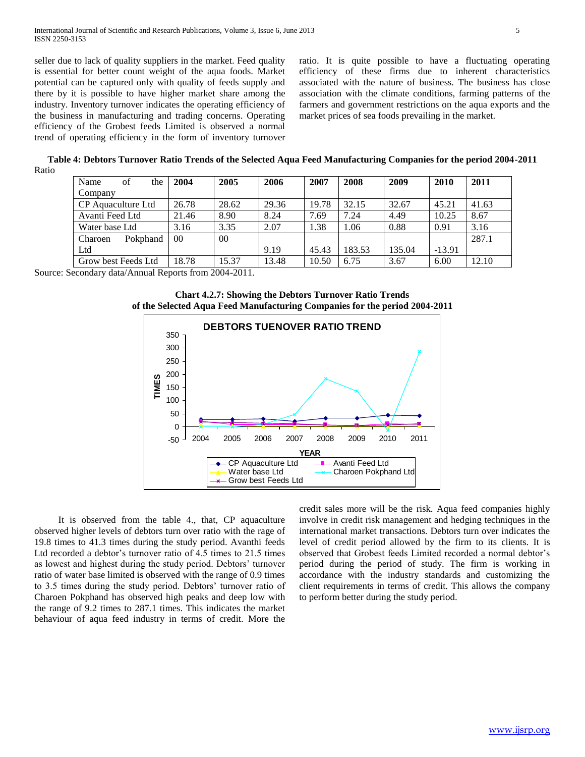seller due to lack of quality suppliers in the market. Feed quality is essential for better count weight of the aqua foods. Market potential can be captured only with quality of feeds supply and there by it is possible to have higher market share among the industry. Inventory turnover indicates the operating efficiency of the business in manufacturing and trading concerns. Operating efficiency of the Grobest feeds Limited is observed a normal trend of operating efficiency in the form of inventory turnover ratio. It is quite possible to have a fluctuating operating efficiency of these firms due to inherent characteristics associated with the nature of business. The business has close association with the climate conditions, farming patterns of the farmers and government restrictions on the aqua exports and the market prices of sea foods prevailing in the market.

**Table 4: Debtors Turnover Ratio Trends of the Selected Aqua Feed Manufacturing Companies for the period 2004-2011**

Ratio

| Name of the Company | 2004 | 2005 | 2006 | 2007 | 2008 | 2009 | 2010 | 2011 |
|---|---|---|---|---|---|---|---|---|
| CP Aquaculture Ltd | 26.78 | 28.62 | 29.36 | 19.78 | 32.15 | 32.67 | 45.21 | 41.63 |
| Avanti Feed Ltd | 21.46 | 8.90 | 8.24 | 7.69 | 7.24 | 4.49 | 10.25 | 8.67 |
| Water base Ltd | 3.16 | 3.35 | 2.07 | 1.38 | 1.06 | 0.88 | 0.91 | 3.16 |
| Charoen Pokphand Ltd | 00 | 00 | 9.19 | 45.43 | 183.53 | 135.04 | -13.91 | 287.1 |
| Grow best Feeds Ltd | 18.78 | 15.37 | 13.48 | 10.50 | 6.75 | 3.67 | 6.00 | 12.10 |

Source: Secondary data/Annual Reports from 2004-2011.

**Chart 4.2.7: Showing the Debtors Turnover Ratio Trends of the Selected Aqua Feed Manufacturing Companies for the period 2004-2011**

It is observed from the table 4., that, CP aquaculture observed higher levels of debtors turn over ratio with the rage of 19.8 times to 41.3 times during the study period. Avanthi feeds Ltd recorded a debtor's turnover ratio of 4.5 times to 21.5 times as lowest and highest during the study period. Debtors' turnover ratio of water base limited is observed with the range of 0.9 times to 3.5 times during the study period. Debtors' turnover ratio of Charoen Pokphand has observed high peaks and deep low with the range of 9.2 times to 287.1 times. This indicates the market behaviour of aqua feed industry in terms of credit. More the credit sales more will be the risk. Aqua feed companies highly involve in credit risk management and hedging techniques in the international market transactions. Debtors turn over indicates the level of credit period allowed by the firm to its clients. It is observed that Grobest feeds Limited recorded a normal debtor's period during the period of study. The firm is working in accordance with the industry standards and customizing the client requirements in terms of credit. This allows the company to perform better during the study period.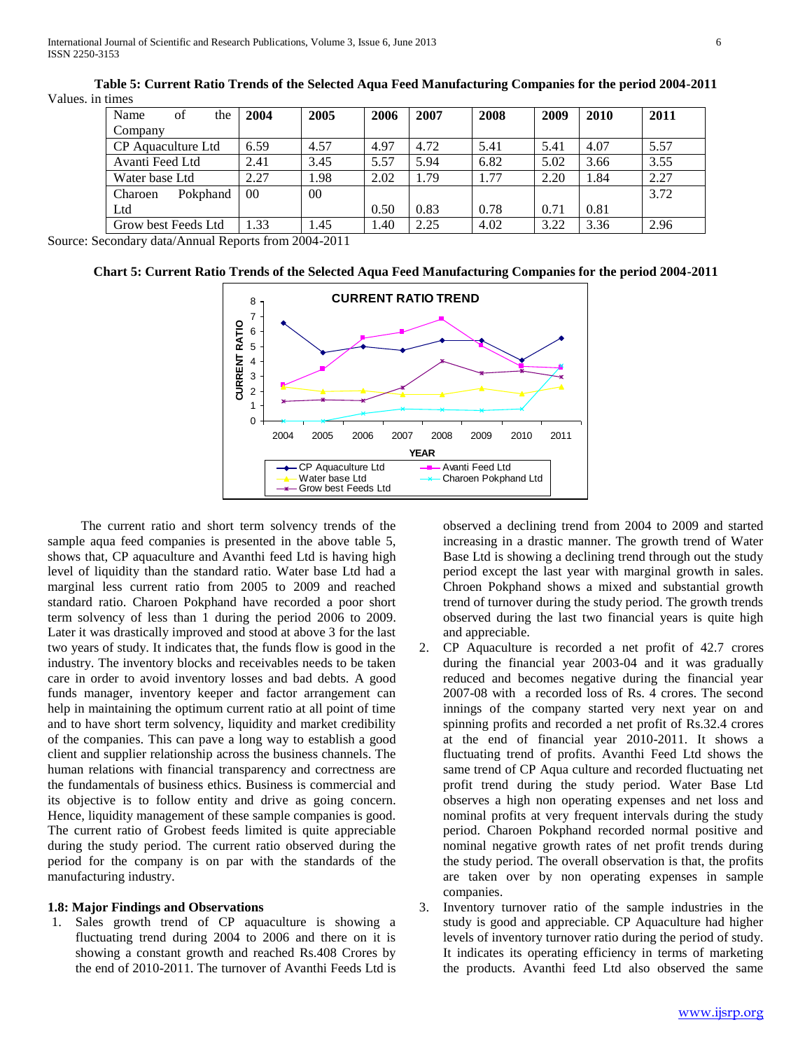**Table 5: Current Ratio Trends of the Selected Aqua Feed Manufacturing Companies for the period 2004-2011**

Values. in times

| Name of the Company | 2004 | 2005 | 2006 | 2007 | 2008 | 2009 | 2010 | 2011 |
|---|---|---|---|---|---|---|---|---|
| CP Aquaculture Ltd | 6.59 | 4.57 | 4.97 | 4.72 | 5.41 | 5.41 | 4.07 | 5.57 |
| Avanti Feed Ltd | 2.41 | 3.45 | 5.57 | 5.94 | 6.82 | 5.02 | 3.66 | 3.55 |
| Water base Ltd | 2.27 | 1.98 | 2.02 | 1.79 | 1.77 | 2.20 | 1.84 | 2.27 |
| Charoen Pokphand Ltd | 00 | 00 | 0.50 | 0.83 | 0.78 | 0.71 | 0.81 | 3.72 |
| Grow best Feeds Ltd | 1.33 | 1.45 | 1.40 | 2.25 | 4.02 | 3.22 | 3.36 | 2.96 |

Source: Secondary data/Annual Reports from 2004-2011

**Chart 5: Current Ratio Trends of the Selected Aqua Feed Manufacturing Companies for the period 2004-2011**

The current ratio and short term solvency trends of the sample aqua feed companies is presented in the above table 5, shows that, CP aquaculture and Avanthi feed Ltd is having high level of liquidity than the standard ratio. Water base Ltd had a marginal less current ratio from 2005 to 2009 and reached standard ratio. Charoen Pokphand have recorded a poor short term solvency of less than 1 during the period 2006 to 2009. Later it was drastically improved and stood at above 3 for the last two years of study. It indicates that, the funds flow is good in the industry. The inventory blocks and receivables needs to be taken care in order to avoid inventory losses and bad debts. A good funds manager, inventory keeper and factor arrangement can help in maintaining the optimum current ratio at all point of time and to have short term solvency, liquidity and market credibility of the companies. This can pave a long way to establish a good client and supplier relationship across the business channels. The human relations with financial transparency and correctness are the fundamentals of business ethics. Business is commercial and its objective is to follow entity and drive as going concern. Hence, liquidity management of these sample companies is good. The current ratio of Grobest feeds limited is quite appreciable during the study period. The current ratio observed during the period for the company is on par with the standards of the manufacturing industry.

### 1.8: Major Findings and Observations

1. Sales growth trend of CP aquaculture is showing a fluctuating trend during 2004 to 2006 and there on it is showing a constant growth and reached Rs.408 Crores by the end of 2010-2011. The turnover of Avanthi Feeds Ltd is observed a declining trend from 2004 to 2009 and started increasing in a drastic manner. The growth trend of Water Base Ltd is showing a declining trend through out the study period except the last year with marginal growth in sales. Chroen Pokphand shows a mixed and substantial growth trend of turnover during the study period. The growth trends observed during the last two financial years is quite high and appreciable.
2. CP Aquaculture is recorded a net profit of 42.7 crores during the financial year 2003-04 and it was gradually reduced and becomes negative during the financial year 2007-08 with a recorded loss of Rs. 4 crores. The second innings of the company started very next year on and spinning profits and recorded a net profit of Rs.32.4 crores at the end of financial year 2010-2011. It shows a fluctuating trend of profits. Avanthi Feed Ltd shows the same trend of CP Aqua culture and recorded fluctuating net profit trend during the study period. Water Base Ltd observes a high non operating expenses and net loss and nominal profits at very frequent intervals during the study period. Charoen Pokphand recorded normal positive and nominal negative growth rates of net profit trends during the study period. The overall observation is that, the profits are taken over by non operating expenses in sample companies.
3. Inventory turnover ratio of the sample industries in the study is good and appreciable. CP Aquaculture had higher levels of inventory turnover ratio during the period of study. It indicates its operating efficiency in terms of marketing the products. Avanthi feed Ltd also observed the same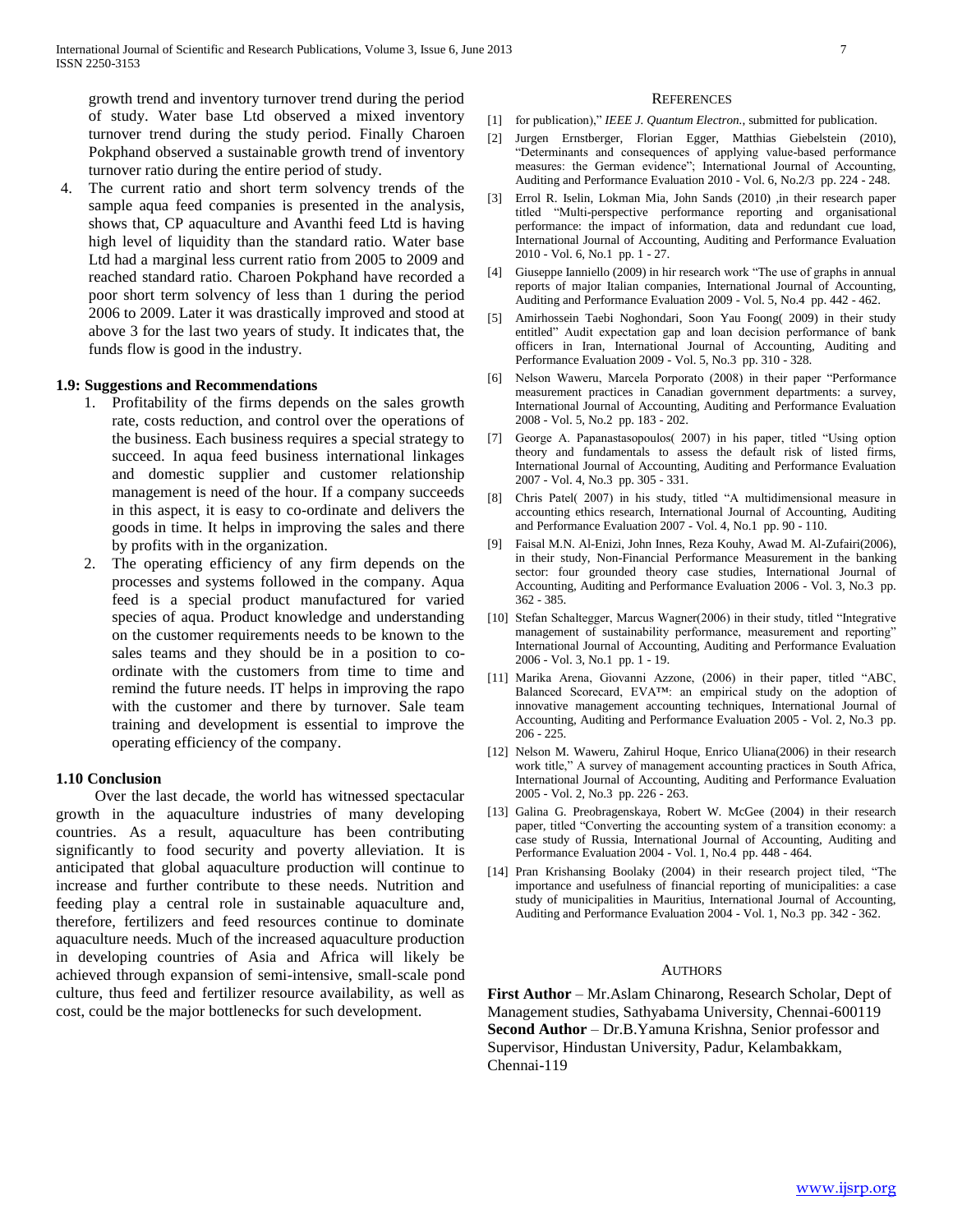growth trend and inventory turnover trend during the period of study. Water base Ltd observed a mixed inventory turnover trend during the study period. Finally Charoen Pokphand observed a sustainable growth trend of inventory turnover ratio during the entire period of study.

4. The current ratio and short term solvency trends of the sample aqua feed companies is presented in the analysis, shows that, CP aquaculture and Avanthi feed Ltd is having high level of liquidity than the standard ratio. Water base Ltd had a marginal less current ratio from 2005 to 2009 and reached standard ratio. Charoen Pokphand have recorded a poor short term solvency of less than 1 during the period 2006 to 2009. Later it was drastically improved and stood at above 3 for the last two years of study. It indicates that, the funds flow is good in the industry.

### 1.9: Suggestions and Recommendations

1. Profitability of the firms depends on the sales growth rate, costs reduction, and control over the operations of the business. Each business requires a special strategy to succeed. In aqua feed business international linkages and domestic supplier and customer relationship management is need of the hour. If a company succeeds in this aspect, it is easy to co-ordinate and delivers the goods in time. It helps in improving the sales and there by profits with in the organization.
2. The operating efficiency of any firm depends on the processes and systems followed in the company. Aqua feed is a special product manufactured for varied species of aqua. Product knowledge and understanding on the customer requirements needs to be known to the sales teams and they should be in a position to co-ordinate with the customers from time to time and remind the future needs. IT helps in improving the rapo with the customer and there by turnover. Sale team training and development is essential to improve the operating efficiency of the company.

### 1.10 Conclusion

Over the last decade, the world has witnessed spectacular growth in the aquaculture industries of many developing countries. As a result, aquaculture has been contributing significantly to food security and poverty alleviation. It is anticipated that global aquaculture production will continue to increase and further contribute to these needs. Nutrition and feeding play a central role in sustainable aquaculture and, therefore, fertilizers and feed resources continue to dominate aquaculture needs. Much of the increased aquaculture production in developing countries of Asia and Africa will likely be achieved through expansion of semi-intensive, small-scale pond culture, thus feed and fertilizer resource availability, as well as cost, could be the major bottlenecks for such development.

## References

[1] for publication)," *IEEE J. Quantum Electron.*, submitted for publication.

[2] Jurgen Ernstberger, Florian Egger, Matthias Giebelstein (2010), "Determinants and consequences of applying value-based performance measures: the German evidence"; International Journal of Accounting, Auditing and Performance Evaluation 2010 - Vol. 6, No.2/3 pp. 224 - 248.

[3] Errol R. Iselin, Lokman Mia, John Sands (2010) ,in their research paper titled "Multi-perspective performance reporting and organisational performance: the impact of information, data and redundant cue load, International Journal of Accounting, Auditing and Performance Evaluation 2010 - Vol. 6, No.1 pp. 1 - 27.

[4] Giuseppe Ianniello (2009) in hir research work "The use of graphs in annual reports of major Italian companies, International Journal of Accounting, Auditing and Performance Evaluation 2009 - Vol. 5, No.4 pp. 442 - 462.

[5] Amirhossein Taebi Noghondari, Soon Yau Foong( 2009) in their study entitled" Audit expectation gap and loan decision performance of bank officers in Iran, International Journal of Accounting, Auditing and Performance Evaluation 2009 - Vol. 5, No.3 pp. 310 - 328.

[6] Nelson Waweru, Marcela Porporato (2008) in their paper "Performance measurement practices in Canadian government departments: a survey, International Journal of Accounting, Auditing and Performance Evaluation 2008 - Vol. 5, No.2 pp. 183 - 202.

[7] George A. Papanastasopoulos( 2007) in his paper, titled "Using option theory and fundamentals to assess the default risk of listed firms, International Journal of Accounting, Auditing and Performance Evaluation 2007 - Vol. 4, No.3 pp. 305 - 331.

[8] Chris Patel( 2007) in his study, titled "A multidimensional measure in accounting ethics research, International Journal of Accounting, Auditing and Performance Evaluation 2007 - Vol. 4, No.1 pp. 90 - 110.

[9] Faisal M.N. Al-Enizi, John Innes, Reza Kouhy, Awad M. Al-Zufairi(2006), in their study, Non-Financial Performance Measurement in the banking sector: four grounded theory case studies, International Journal of Accounting, Auditing and Performance Evaluation 2006 - Vol. 3, No.3 pp. 362 - 385.

[10] Stefan Schaltegger, Marcus Wagner(2006) in their study, titled "Integrative management of sustainability performance, measurement and reporting" International Journal of Accounting, Auditing and Performance Evaluation 2006 - Vol. 3, No.1 pp. 1 - 19.

[11] Marika Arena, Giovanni Azzone, (2006) in their paper, titled "ABC, Balanced Scorecard, EVA™: an empirical study on the adoption of innovative management accounting techniques, International Journal of Accounting, Auditing and Performance Evaluation 2005 - Vol. 2, No.3 pp. 206 - 225.

[12] Nelson M. Waweru, Zahirul Hoque, Enrico Uliana(2006) in their research work title," A survey of management accounting practices in South Africa, International Journal of Accounting, Auditing and Performance Evaluation 2005 - Vol. 2, No.3 pp. 226 - 263.

[13] Galina G. Preobragenskaya, Robert W. McGee (2004) in their research paper, titled "Converting the accounting system of a transition economy: a case study of Russia, International Journal of Accounting, Auditing and Performance Evaluation 2004 - Vol. 1, No.4 pp. 448 - 464.

[14] Pran Krishansing Boolaky (2004) in their research project tiled, "The importance and usefulness of financial reporting of municipalities: a case study of municipalities in Mauritius, International Journal of Accounting, Auditing and Performance Evaluation 2004 - Vol. 1, No.3 pp. 342 - 362.

## Authors

**First Author** – Mr.Aslam Chinarong, Research Scholar, Dept of Management studies, Sathyabama University, Chennai-600119

**Second Author** – Dr.B.Yamuna Krishna, Senior professor and Supervisor, Hindustan University, Padur, Kelambakkam, Chennai-119